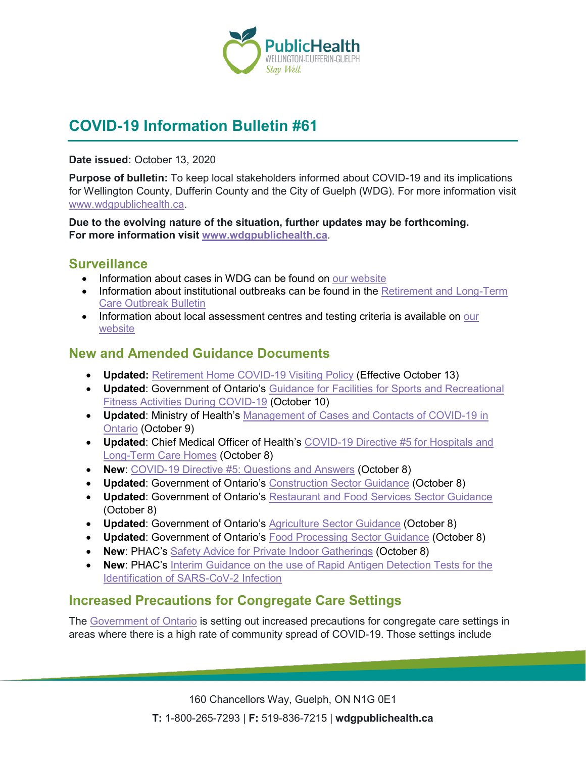# COVID-19 Information Bulletin #61

**Date issued:** October 13, 2020

**Purpose of bulletin:** To keep local stakeholders informed about COVID-19 and its implications for Wellington County, Dufferin County and the City of Guelph (WDG). For more information visit www.wdgpublichealth.ca.

**Due to the evolving nature of the situation, further updates may be forthcoming. For more information visit www.wdgpublichealth.ca.**

## Surveillance

- Information about cases in WDG can be found on our website
- Information about institutional outbreaks can be found in the Retirement and Long-Term Care Outbreak Bulletin
- Information about local assessment centres and testing criteria is available on our website

## New and Amended Guidance Documents

- **Updated:** Retirement Home COVID-19 Visiting Policy (Effective October 13)
- **Updated**: Government of Ontario's Guidance for Facilities for Sports and Recreational Fitness Activities During COVID-19 (October 10)
- **Updated**: Ministry of Health's Management of Cases and Contacts of COVID-19 in Ontario (October 9)
- **Updated**: Chief Medical Officer of Health's COVID-19 Directive #5 for Hospitals and Long-Term Care Homes (October 8)
- **New**: COVID-19 Directive #5: Questions and Answers (October 8)
- **Updated**: Government of Ontario's Construction Sector Guidance (October 8)
- **Updated**: Government of Ontario's Restaurant and Food Services Sector Guidance (October 8)
- **Updated**: Government of Ontario's Agriculture Sector Guidance (October 8)
- **Updated**: Government of Ontario's Food Processing Sector Guidance (October 8)
- **New**: PHAC's Safety Advice for Private Indoor Gatherings (October 8)
- **New**: PHAC's Interim Guidance on the use of Rapid Antigen Detection Tests for the Identification of SARS-CoV-2 Infection

## Increased Precautions for Congregate Care Settings

The Government of Ontario is setting out increased precautions for congregate care settings in areas where there is a high rate of community spread of COVID-19. Those settings include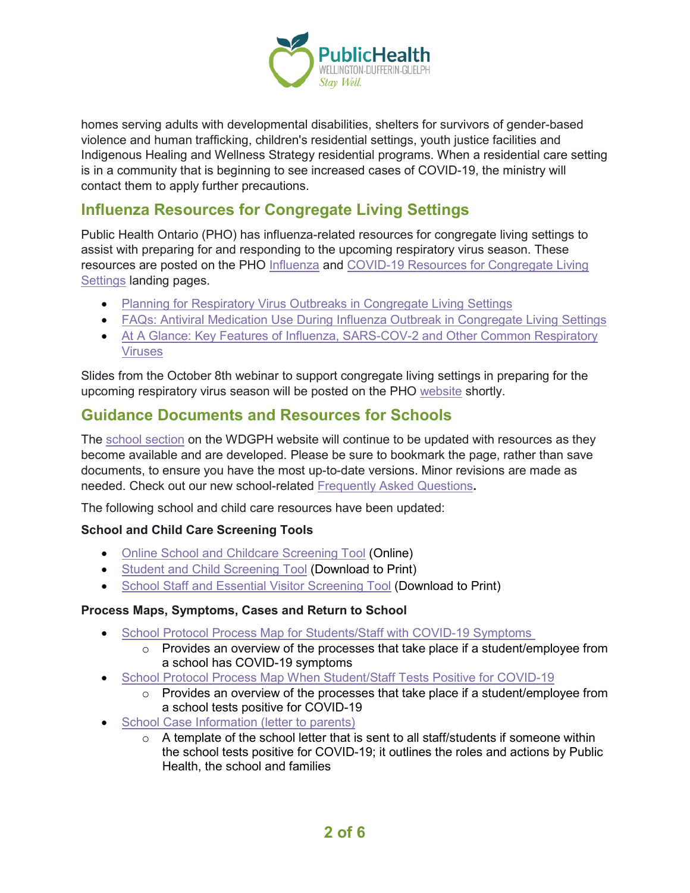homes serving adults with developmental disabilities, shelters for survivors of gender-based violence and human trafficking, children's residential settings, youth justice facilities and Indigenous Healing and Wellness Strategy residential programs. When a residential care setting is in a community that is beginning to see increased cases of COVID-19, the ministry will contact them to apply further precautions.

## Influenza Resources for Congregate Living Settings

Public Health Ontario (PHO) has influenza-related resources for congregate living settings to assist with preparing for and responding to the upcoming respiratory virus season. These resources are posted on the PHO Influenza and COVID-19 Resources for Congregate Living Settings landing pages.

- Planning for Respiratory Virus Outbreaks in Congregate Living Settings
- FAQs: Antiviral Medication Use During Influenza Outbreak in Congregate Living Settings
- At A Glance: Key Features of Influenza, SARS-COV-2 and Other Common Respiratory Viruses

Slides from the October 8th webinar to support congregate living settings in preparing for the upcoming respiratory virus season will be posted on the PHO website shortly.

## Guidance Documents and Resources for Schools

The school section on the WDGPH website will continue to be updated with resources as they become available and are developed. Please be sure to bookmark the page, rather than save documents, to ensure you have the most up-to-date versions. Minor revisions are made as needed. Check out our new school-related Frequently Asked Questions**.**

The following school and child care resources have been updated:

**School and Child Care Screening Tools**

- Online School and Childcare Screening Tool (Online)
- Student and Child Screening Tool (Download to Print)
- School Staff and Essential Visitor Screening Tool (Download to Print)

**Process Maps, Symptoms, Cases and Return to School**

- School Protocol Process Map for Students/Staff with COVID-19 Symptoms
  - Provides an overview of the processes that take place if a student/employee from a school has COVID-19 symptoms
- School Protocol Process Map When Student/Staff Tests Positive for COVID-19
  - Provides an overview of the processes that take place if a student/employee from a school tests positive for COVID-19
- School Case Information (letter to parents)
  - A template of the school letter that is sent to all staff/students if someone within the school tests positive for COVID-19; it outlines the roles and actions by Public Health, the school and families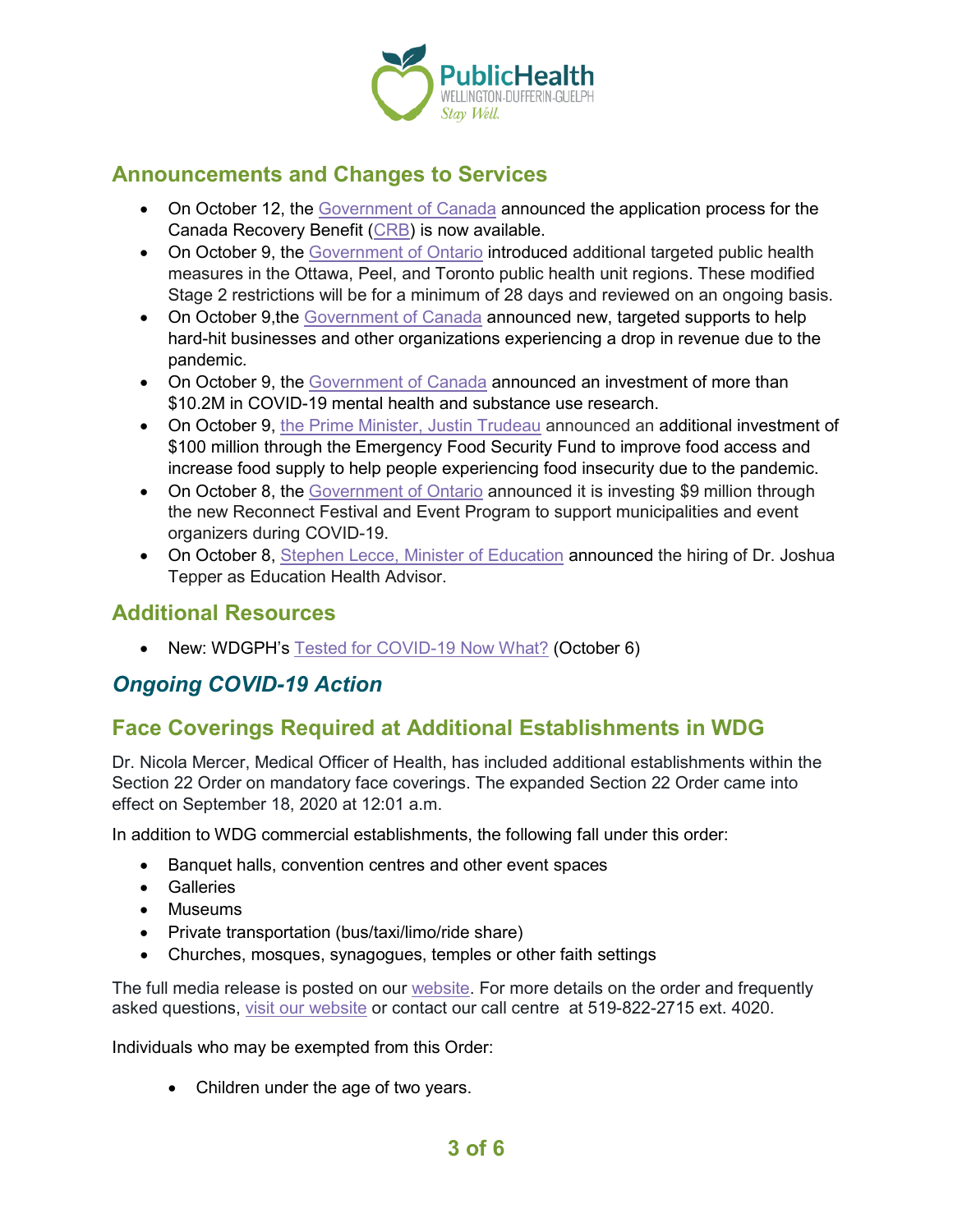## Announcements and Changes to Services

- On October 12, the Government of Canada announced the application process for the Canada Recovery Benefit (CRB) is now available.
- On October 9, the Government of Ontario introduced additional targeted public health measures in the Ottawa, Peel, and Toronto public health unit regions. These modified Stage 2 restrictions will be for a minimum of 28 days and reviewed on an ongoing basis.
- On October 9,the Government of Canada announced new, targeted supports to help hard-hit businesses and other organizations experiencing a drop in revenue due to the pandemic.
- On October 9, the Government of Canada announced an investment of more than $10.2M in COVID-19 mental health and substance use research.
- On October 9, the Prime Minister, Justin Trudeau announced an additional investment of $100 million through the Emergency Food Security Fund to improve food access and increase food supply to help people experiencing food insecurity due to the pandemic.
- On October 8, the Government of Ontario announced it is investing $9 million through the new Reconnect Festival and Event Program to support municipalities and event organizers during COVID-19.
- On October 8, Stephen Lecce, Minister of Education announced the hiring of Dr. Joshua Tepper as Education Health Advisor.

## Additional Resources

- New: WDGPH's Tested for COVID-19 Now What? (October 6)

# *Ongoing COVID-19 Action*

## Face Coverings Required at Additional Establishments in WDG

Dr. Nicola Mercer, Medical Officer of Health, has included additional establishments within the Section 22 Order on mandatory face coverings. The expanded Section 22 Order came into effect on September 18, 2020 at 12:01 a.m.

In addition to WDG commercial establishments, the following fall under this order:

- Banquet halls, convention centres and other event spaces
- Galleries
- Museums
- Private transportation (bus/taxi/limo/ride share)
- Churches, mosques, synagogues, temples or other faith settings

The full media release is posted on our website. For more details on the order and frequently asked questions, visit our website or contact our call centre at 519-822-2715 ext. 4020.

Individuals who may be exempted from this Order:

- Children under the age of two years.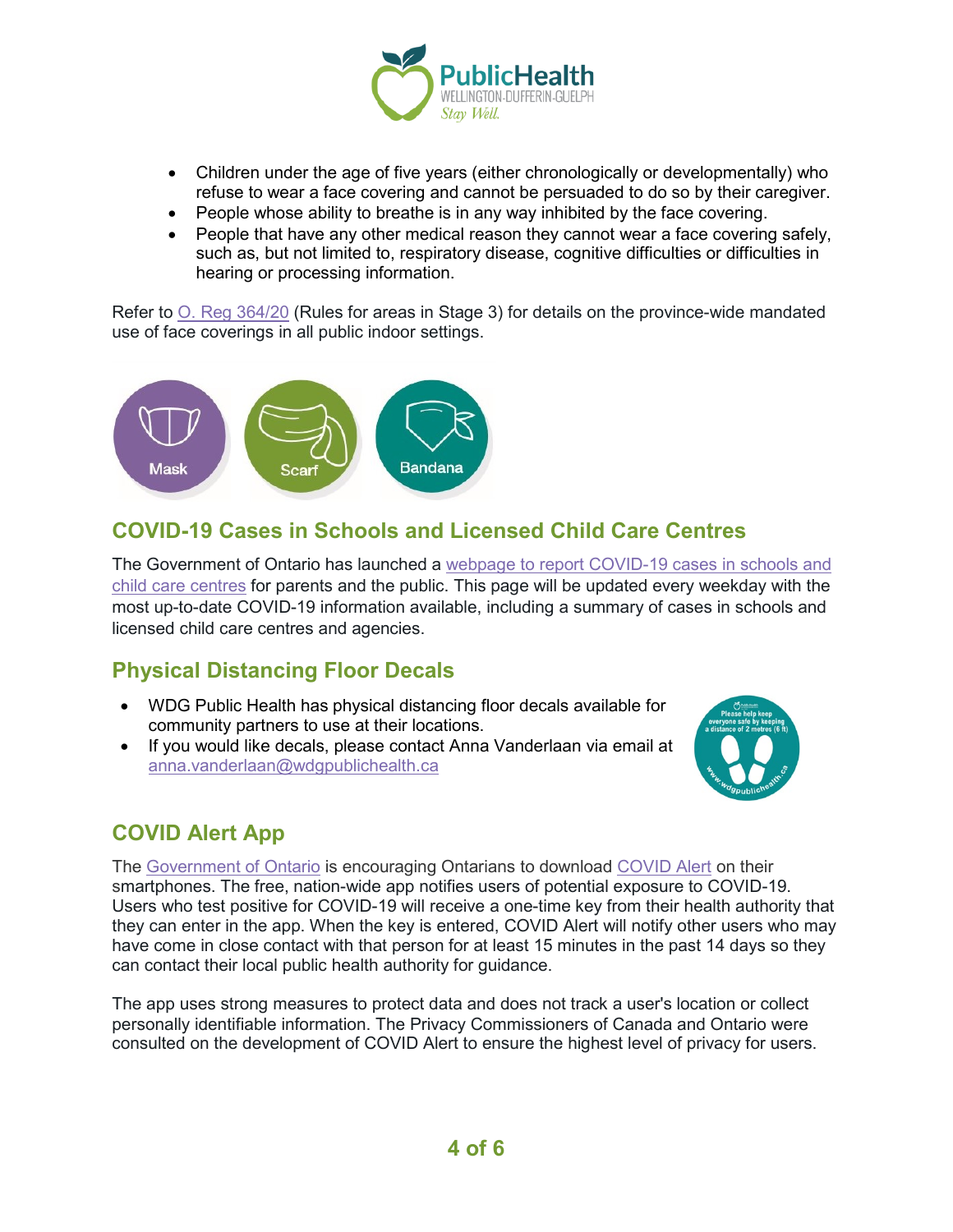- Children under the age of five years (either chronologically or developmentally) who refuse to wear a face covering and cannot be persuaded to do so by their caregiver.
- People whose ability to breathe is in any way inhibited by the face covering.
- People that have any other medical reason they cannot wear a face covering safely, such as, but not limited to, respiratory disease, cognitive difficulties or difficulties in hearing or processing information.

Refer to O. Reg 364/20 (Rules for areas in Stage 3) for details on the province-wide mandated use of face coverings in all public indoor settings.

Mask Scarf Bandana

## COVID-19 Cases in Schools and Licensed Child Care Centres

The Government of Ontario has launched a webpage to report COVID-19 cases in schools and child care centres for parents and the public. This page will be updated every weekday with the most up-to-date COVID-19 information available, including a summary of cases in schools and licensed child care centres and agencies.

## Physical Distancing Floor Decals

- WDG Public Health has physical distancing floor decals available for community partners to use at their locations.
- If you would like decals, please contact Anna Vanderlaan via email at anna.vanderlaan@wdgpublichealth.ca

## COVID Alert App

The Government of Ontario is encouraging Ontarians to download COVID Alert on their smartphones. The free, nation-wide app notifies users of potential exposure to COVID-19. Users who test positive for COVID-19 will receive a one-time key from their health authority that they can enter in the app. When the key is entered, COVID Alert will notify other users who may have come in close contact with that person for at least 15 minutes in the past 14 days so they can contact their local public health authority for guidance.

The app uses strong measures to protect data and does not track a user's location or collect personally identifiable information. The Privacy Commissioners of Canada and Ontario were consulted on the development of COVID Alert to ensure the highest level of privacy for users.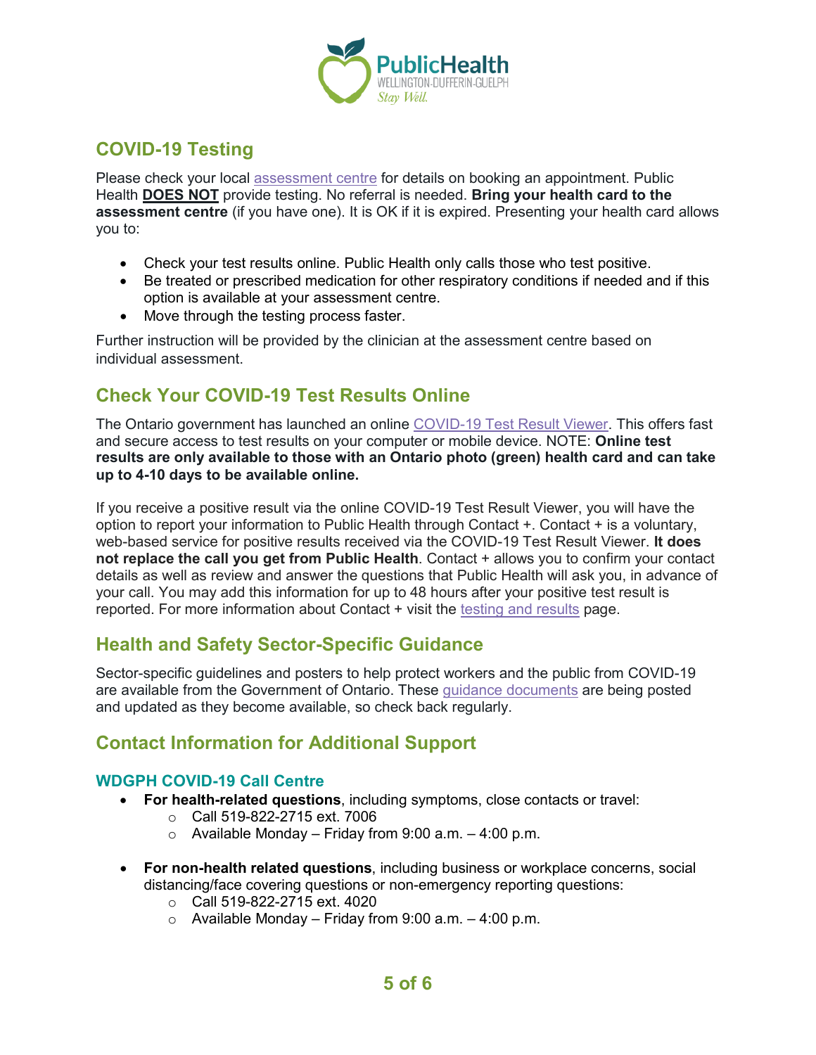## COVID-19 Testing

Please check your local assessment centre for details on booking an appointment. Public Health **DOES NOT** provide testing. No referral is needed. **Bring your health card to the assessment centre** (if you have one). It is OK if it is expired. Presenting your health card allows you to:

- Check your test results online. Public Health only calls those who test positive.
- Be treated or prescribed medication for other respiratory conditions if needed and if this option is available at your assessment centre.
- Move through the testing process faster.

Further instruction will be provided by the clinician at the assessment centre based on individual assessment.

## Check Your COVID-19 Test Results Online

The Ontario government has launched an online COVID-19 Test Result Viewer. This offers fast and secure access to test results on your computer or mobile device. NOTE: **Online test results are only available to those with an Ontario photo (green) health card and can take up to 4-10 days to be available online.**

If you receive a positive result via the online COVID-19 Test Result Viewer, you will have the option to report your information to Public Health through Contact +. Contact + is a voluntary, web-based service for positive results received via the COVID-19 Test Result Viewer. **It does not replace the call you get from Public Health**. Contact + allows you to confirm your contact details as well as review and answer the questions that Public Health will ask you, in advance of your call. You may add this information for up to 48 hours after your positive test result is reported. For more information about Contact + visit the testing and results page.

## Health and Safety Sector-Specific Guidance

Sector-specific guidelines and posters to help protect workers and the public from COVID-19 are available from the Government of Ontario. These guidance documents are being posted and updated as they become available, so check back regularly.

## Contact Information for Additional Support

### WDGPH COVID-19 Call Centre

- **For health-related questions**, including symptoms, close contacts or travel:
  - Call 519-822-2715 ext. 7006
  - Available Monday – Friday from 9:00 a.m. – 4:00 p.m.

- **For non-health related questions**, including business or workplace concerns, social distancing/face covering questions or non-emergency reporting questions:
  - Call 519-822-2715 ext. 4020
  - Available Monday – Friday from 9:00 a.m. – 4:00 p.m.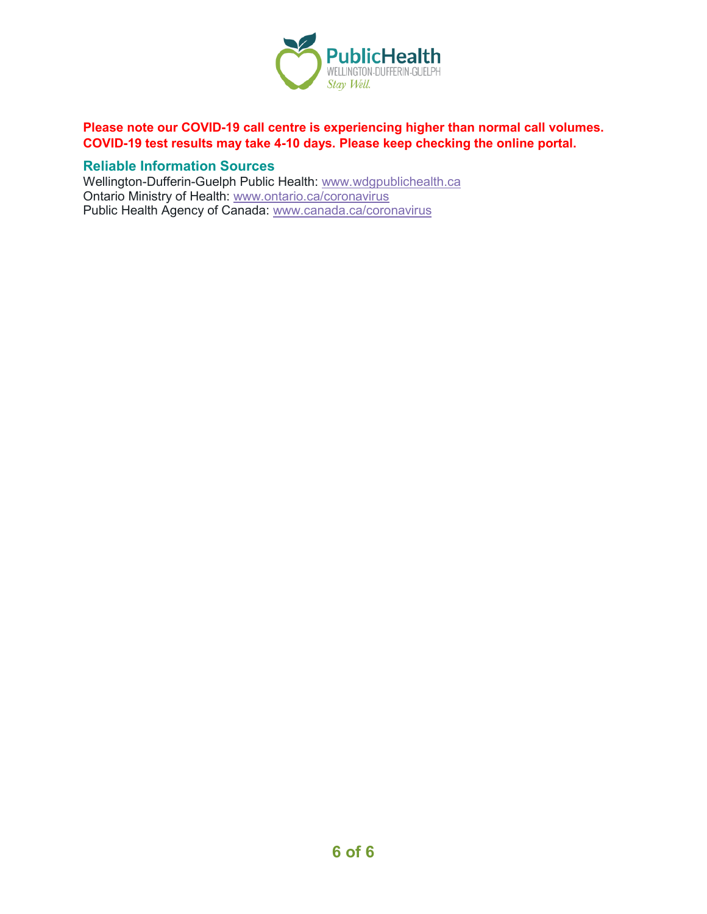**Please note our COVID-19 call centre is experiencing higher than normal call volumes. COVID-19 test results may take 4-10 days. Please keep checking the online portal.**

## Reliable Information Sources

Wellington-Dufferin-Guelph Public Health: www.wdgpublichealth.ca
Ontario Ministry of Health: www.ontario.ca/coronavirus
Public Health Agency of Canada: www.canada.ca/coronavirus